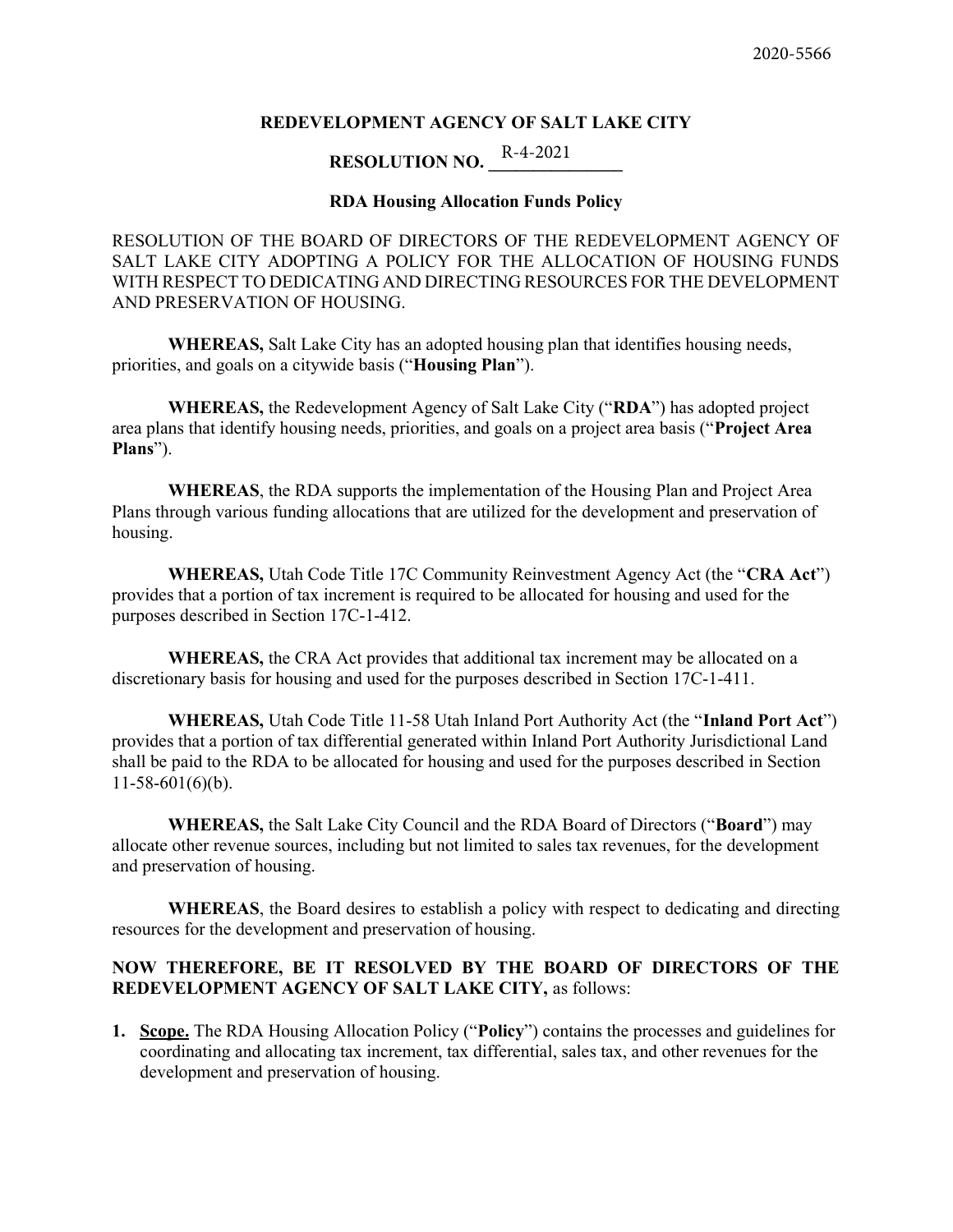2020-5566

**REDEVELOPMENT AGENCY OF SALT LAKE CITY**

**RESOLUTION NO. R-4-2021**

**RDA Housing Allocation Funds Policy**

RESOLUTION OF THE BOARD OF DIRECTORS OF THE REDEVELOPMENT AGENCY OF SALT LAKE CITY ADOPTING A POLICY FOR THE ALLOCATION OF HOUSING FUNDS WITH RESPECT TO DEDICATING AND DIRECTING RESOURCES FOR THE DEVELOPMENT AND PRESERVATION OF HOUSING.

**WHEREAS,** Salt Lake City has an adopted housing plan that identifies housing needs, priorities, and goals on a citywide basis ("**Housing Plan**").

**WHEREAS,** the Redevelopment Agency of Salt Lake City ("**RDA**") has adopted project area plans that identify housing needs, priorities, and goals on a project area basis ("**Project Area Plans**").

**WHEREAS**, the RDA supports the implementation of the Housing Plan and Project Area Plans through various funding allocations that are utilized for the development and preservation of housing.

**WHEREAS,** Utah Code Title 17C Community Reinvestment Agency Act (the "**CRA Act**") provides that a portion of tax increment is required to be allocated for housing and used for the purposes described in Section 17C-1-412.

**WHEREAS,** the CRA Act provides that additional tax increment may be allocated on a discretionary basis for housing and used for the purposes described in Section 17C-1-411.

**WHEREAS,** Utah Code Title 11-58 Utah Inland Port Authority Act (the "**Inland Port Act**") provides that a portion of tax differential generated within Inland Port Authority Jurisdictional Land shall be paid to the RDA to be allocated for housing and used for the purposes described in Section 11-58-601(6)(b).

**WHEREAS,** the Salt Lake City Council and the RDA Board of Directors ("**Board**") may allocate other revenue sources, including but not limited to sales tax revenues, for the development and preservation of housing.

**WHEREAS**, the Board desires to establish a policy with respect to dedicating and directing resources for the development and preservation of housing.

**NOW THEREFORE, BE IT RESOLVED BY THE BOARD OF DIRECTORS OF THE REDEVELOPMENT AGENCY OF SALT LAKE CITY,** as follows:

1. **Scope.** The RDA Housing Allocation Policy ("**Policy**") contains the processes and guidelines for coordinating and allocating tax increment, tax differential, sales tax, and other revenues for the development and preservation of housing.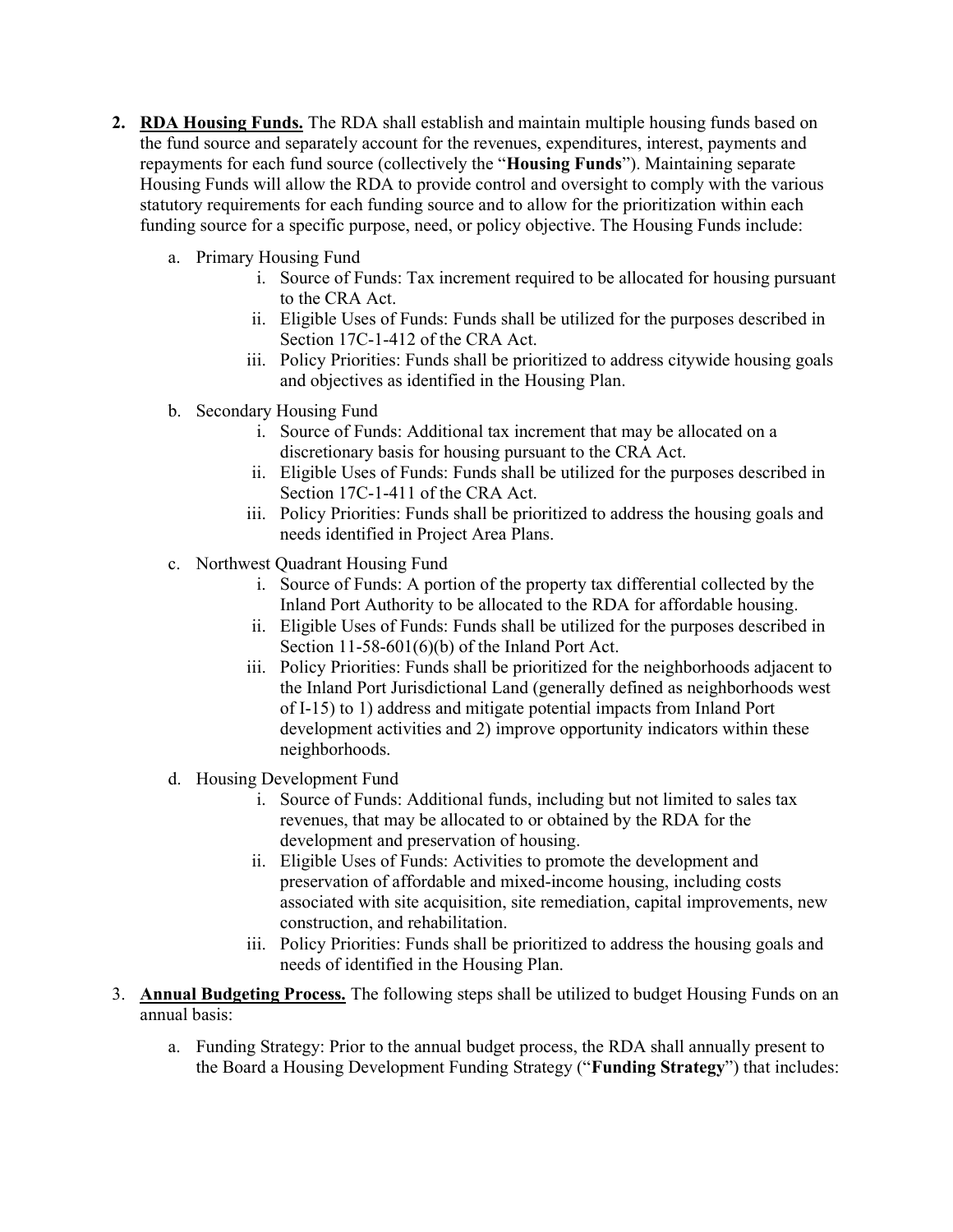2. **RDA Housing Funds.** The RDA shall establish and maintain multiple housing funds based on the fund source and separately account for the revenues, expenditures, interest, payments and repayments for each fund source (collectively the "**Housing Funds**"). Maintaining separate Housing Funds will allow the RDA to provide control and oversight to comply with the various statutory requirements for each funding source and to allow for the prioritization within each funding source for a specific purpose, need, or policy objective. The Housing Funds include:

   a. Primary Housing Fund
      i. Source of Funds: Tax increment required to be allocated for housing pursuant to the CRA Act.
      ii. Eligible Uses of Funds: Funds shall be utilized for the purposes described in Section 17C-1-412 of the CRA Act.
      iii. Policy Priorities: Funds shall be prioritized to address citywide housing goals and objectives as identified in the Housing Plan.

   b. Secondary Housing Fund
      i. Source of Funds: Additional tax increment that may be allocated on a discretionary basis for housing pursuant to the CRA Act.
      ii. Eligible Uses of Funds: Funds shall be utilized for the purposes described in Section 17C-1-411 of the CRA Act.
      iii. Policy Priorities: Funds shall be prioritized to address the housing goals and needs identified in Project Area Plans.

   c. Northwest Quadrant Housing Fund
      i. Source of Funds: A portion of the property tax differential collected by the Inland Port Authority to be allocated to the RDA for affordable housing.
      ii. Eligible Uses of Funds: Funds shall be utilized for the purposes described in Section 11-58-601(6)(b) of the Inland Port Act.
      iii. Policy Priorities: Funds shall be prioritized for the neighborhoods adjacent to the Inland Port Jurisdictional Land (generally defined as neighborhoods west of I-15) to 1) address and mitigate potential impacts from Inland Port development activities and 2) improve opportunity indicators within these neighborhoods.

   d. Housing Development Fund
      i. Source of Funds: Additional funds, including but not limited to sales tax revenues, that may be allocated to or obtained by the RDA for the development and preservation of housing.
      ii. Eligible Uses of Funds: Activities to promote the development and preservation of affordable and mixed-income housing, including costs associated with site acquisition, site remediation, capital improvements, new construction, and rehabilitation.
      iii. Policy Priorities: Funds shall be prioritized to address the housing goals and needs of identified in the Housing Plan.

3. **Annual Budgeting Process.** The following steps shall be utilized to budget Housing Funds on an annual basis:

   a. Funding Strategy: Prior to the annual budget process, the RDA shall annually present to the Board a Housing Development Funding Strategy ("**Funding Strategy**") that includes: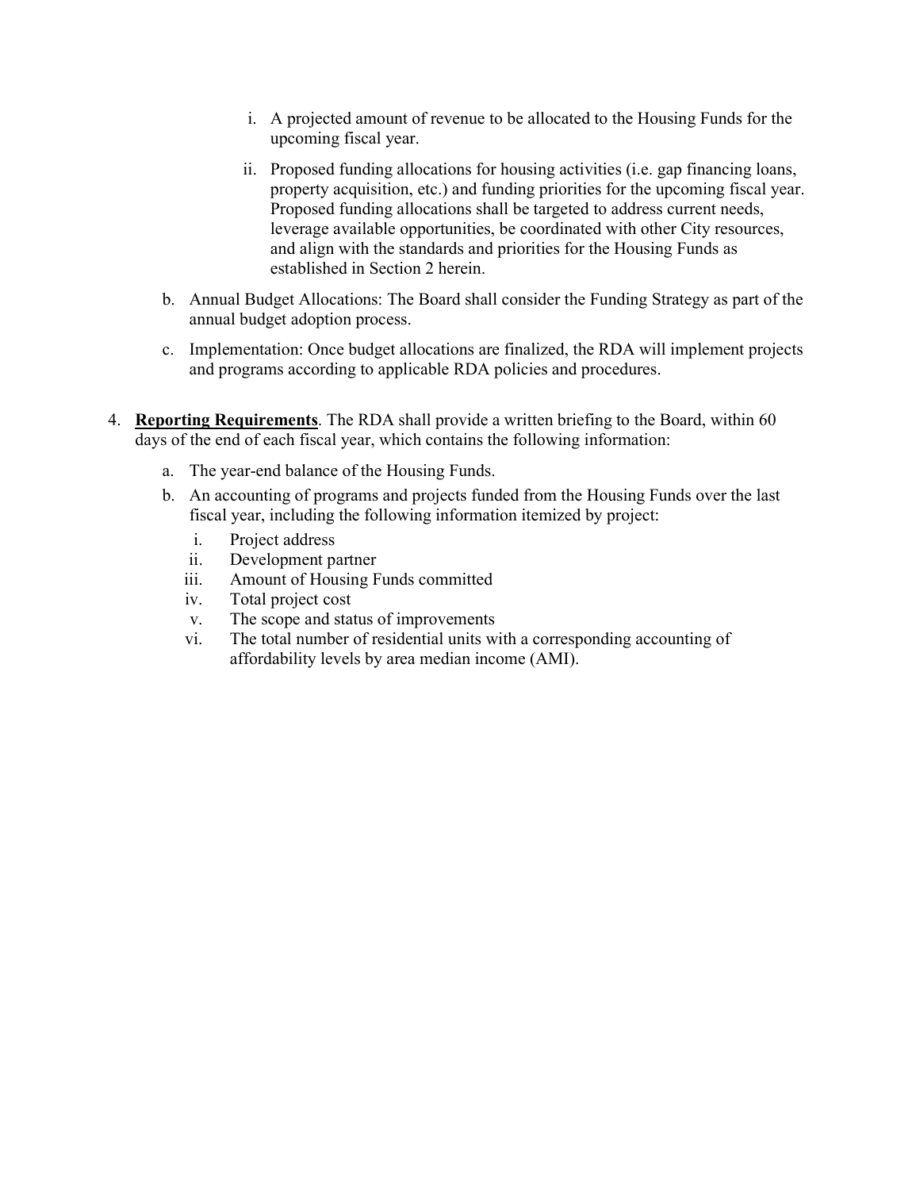i. A projected amount of revenue to be allocated to the Housing Funds for the upcoming fiscal year.

   ii. Proposed funding allocations for housing activities (i.e. gap financing loans, property acquisition, etc.) and funding priorities for the upcoming fiscal year. Proposed funding allocations shall be targeted to address current needs, leverage available opportunities, be coordinated with other City resources, and align with the standards and priorities for the Housing Funds as established in Section 2 herein.

b. Annual Budget Allocations: The Board shall consider the Funding Strategy as part of the annual budget adoption process.

c. Implementation: Once budget allocations are finalized, the RDA will implement projects and programs according to applicable RDA policies and procedures.

4. **Reporting Requirements**. The RDA shall provide a written briefing to the Board, within 60 days of the end of each fiscal year, which contains the following information:

   a. The year-end balance of the Housing Funds.

   b. An accounting of programs and projects funded from the Housing Funds over the last fiscal year, including the following information itemized by project:

      i. Project address
      ii. Development partner
      iii. Amount of Housing Funds committed
      iv. Total project cost
      v. The scope and status of improvements
      vi. The total number of residential units with a corresponding accounting of affordability levels by area median income (AMI).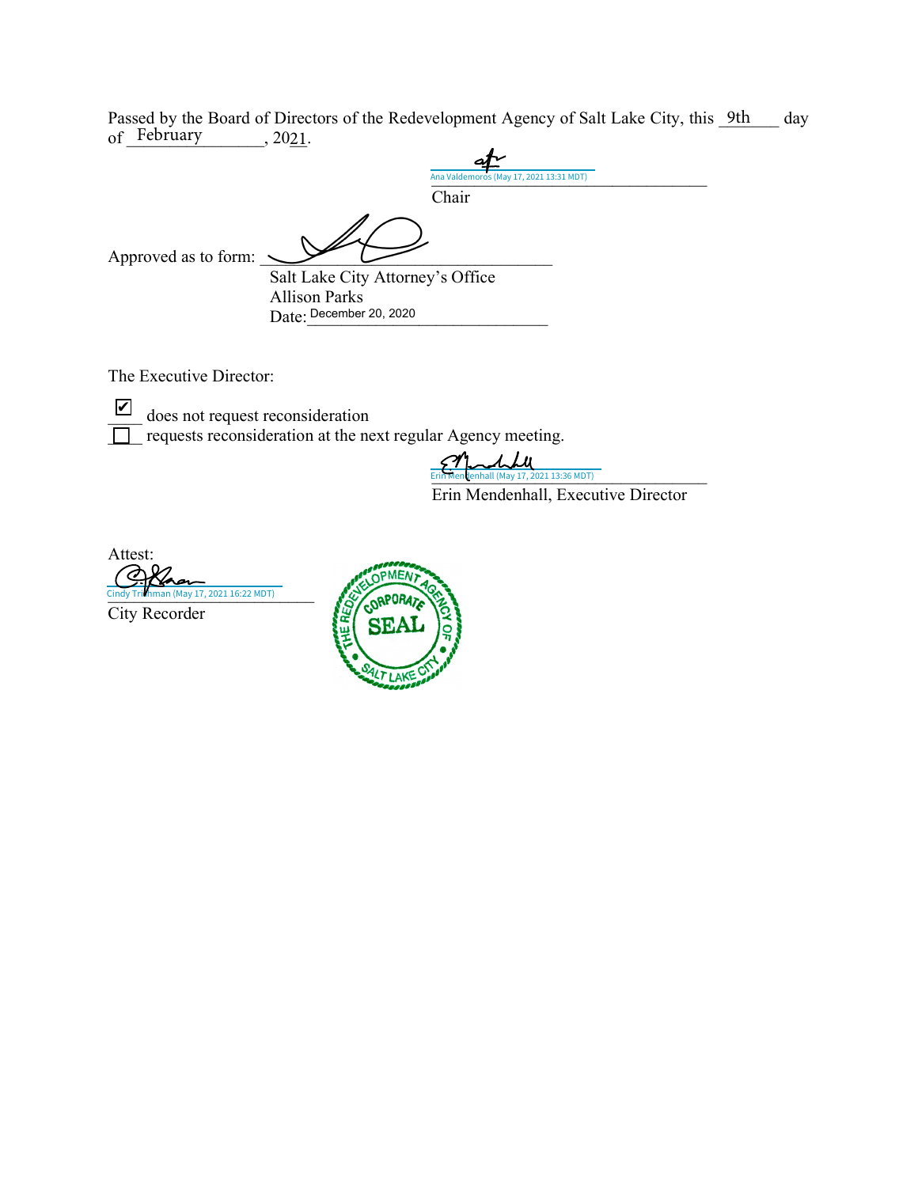Passed by the Board of Directors of the Redevelopment Agency of Salt Lake City, this 9th day of February, 2021.

Ana Valdemoros (May 17, 2021 13:31 MDT)
Chair

Approved as to form: ______________________________
Salt Lake City Attorney's Office
Allison Parks
Date: December 20, 2020

The Executive Director:

☑ does not request reconsideration
☐ requests reconsideration at the next regular Agency meeting.

Erin Mendenhall (May 17, 2021 13:36 MDT)
Erin Mendenhall, Executive Director

Attest:
Cindy Trishman (May 17, 2021 16:22 MDT)
City Recorder

THE REDEVELOPMENT AGENCY OF SALT LAKE CITY CORPORATE SEAL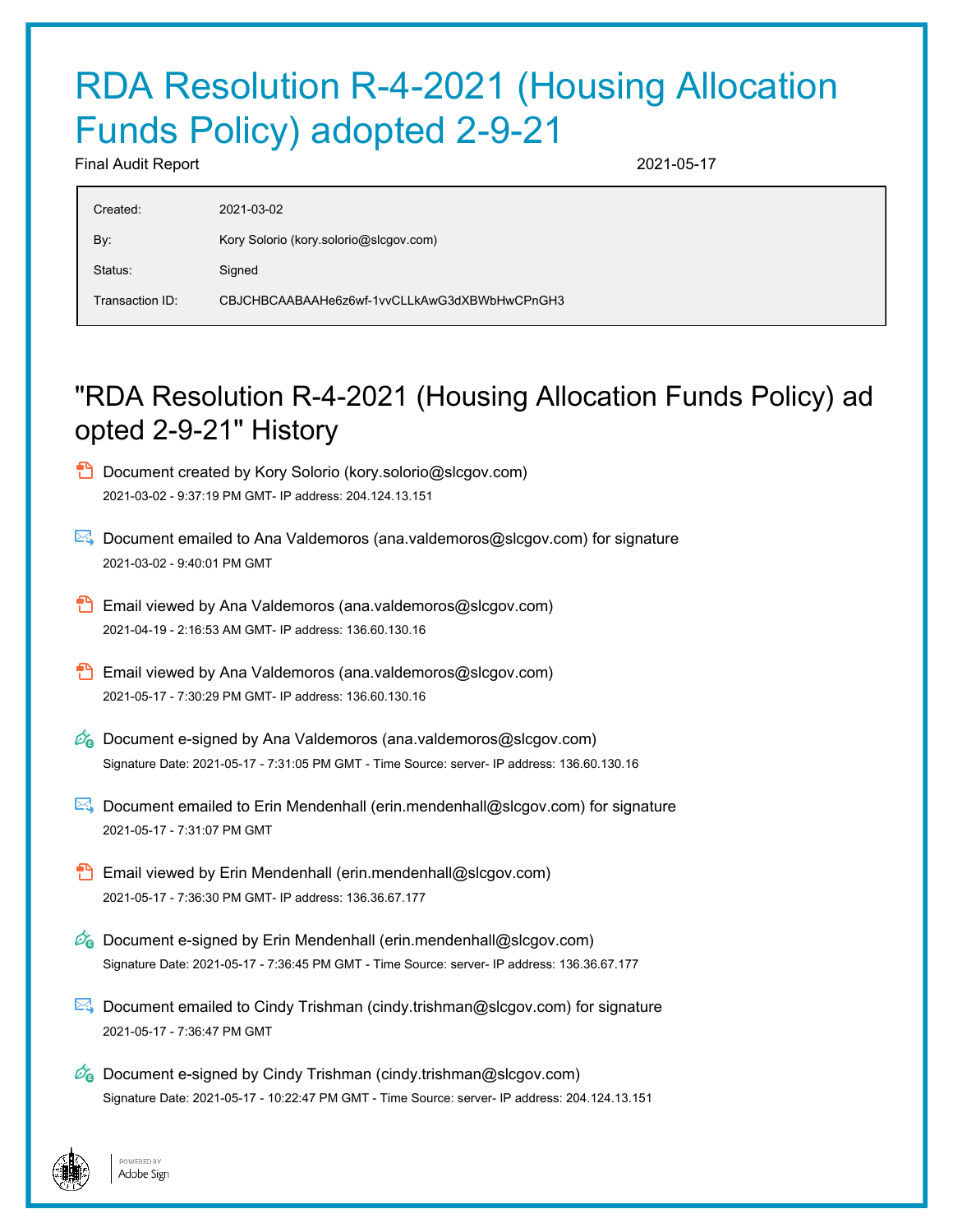# RDA Resolution R-4-2021 (Housing Allocation Funds Policy) adopted 2-9-21

Final Audit Report 2021-05-17

| | |
|---|---|
| Created: | 2021-03-02 |
| By: | Kory Solorio (kory.solorio@slcgov.com) |
| Status: | Signed |
| Transaction ID: | CBJCHBCAABAAHe6z6wf-1vvCLLkAwG3dXBWbHwCPnGH3 |

## "RDA Resolution R-4-2021 (Housing Allocation Funds Policy) adopted 2-9-21" History

- Document created by Kory Solorio (kory.solorio@slcgov.com)
  2021-03-02 - 9:37:19 PM GMT- IP address: 204.124.13.151

- Document emailed to Ana Valdemoros (ana.valdemoros@slcgov.com) for signature
  2021-03-02 - 9:40:01 PM GMT

- Email viewed by Ana Valdemoros (ana.valdemoros@slcgov.com)
  2021-04-19 - 2:16:53 AM GMT- IP address: 136.60.130.16

- Email viewed by Ana Valdemoros (ana.valdemoros@slcgov.com)
  2021-05-17 - 7:30:29 PM GMT- IP address: 136.60.130.16

- Document e-signed by Ana Valdemoros (ana.valdemoros@slcgov.com)
  Signature Date: 2021-05-17 - 7:31:05 PM GMT - Time Source: server- IP address: 136.60.130.16

- Document emailed to Erin Mendenhall (erin.mendenhall@slcgov.com) for signature
  2021-05-17 - 7:31:07 PM GMT

- Email viewed by Erin Mendenhall (erin.mendenhall@slcgov.com)
  2021-05-17 - 7:36:30 PM GMT- IP address: 136.36.67.177

- Document e-signed by Erin Mendenhall (erin.mendenhall@slcgov.com)
  Signature Date: 2021-05-17 - 7:36:45 PM GMT - Time Source: server- IP address: 136.36.67.177

- Document emailed to Cindy Trishman (cindy.trishman@slcgov.com) for signature
  2021-05-17 - 7:36:47 PM GMT

- Document e-signed by Cindy Trishman (cindy.trishman@slcgov.com)
  Signature Date: 2021-05-17 - 10:22:47 PM GMT - Time Source: server- IP address: 204.124.13.151

POWERED BY Adobe Sign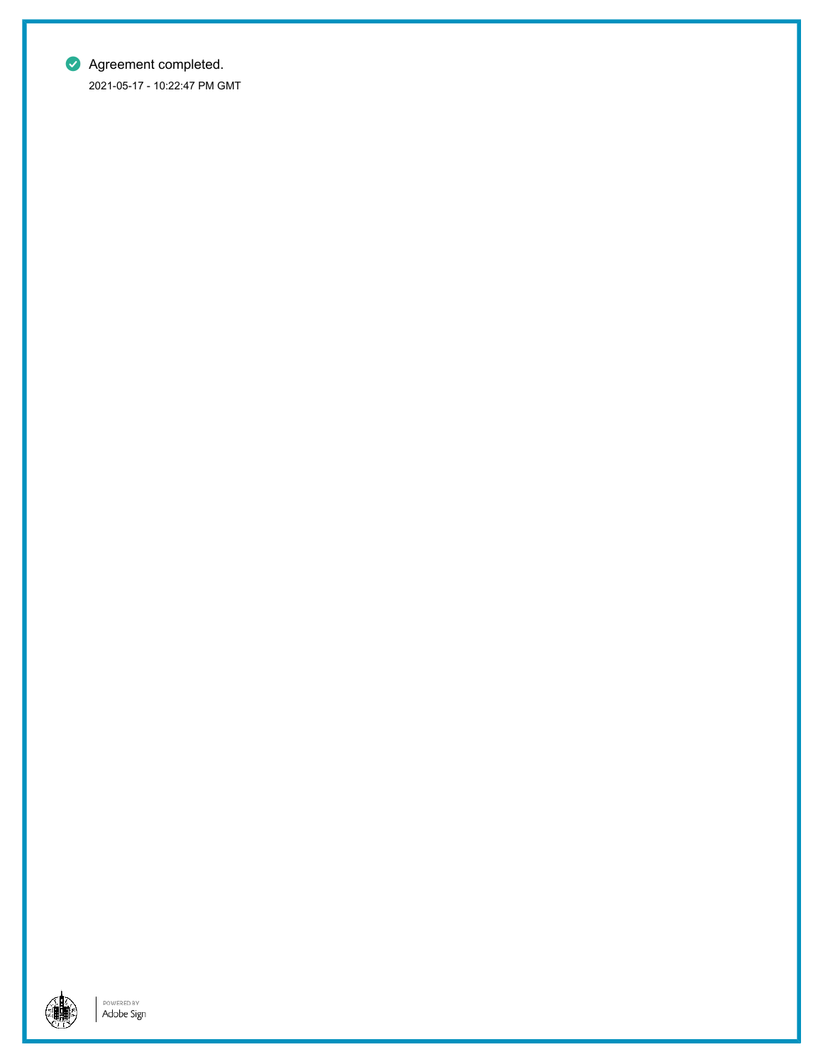Agreement completed.

2021-05-17 - 10:22:47 PM GMT